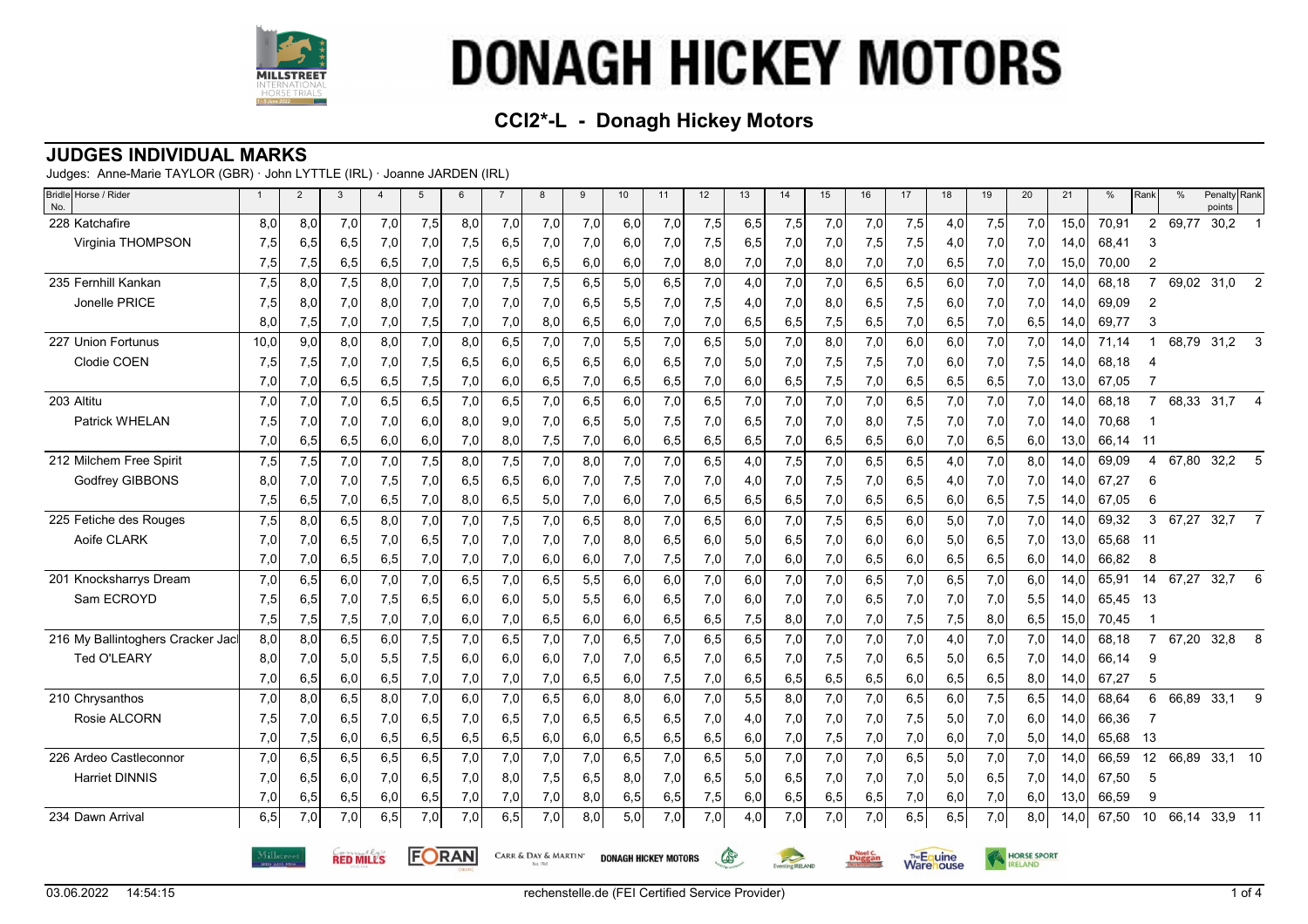# DONAGH HICKEY MOTORS

## CCI2*-L - Donagh Hickey Motors

### JUDGES INDIVIDUAL MARKS

Judges: Anne-Marie TAYLOR (GBR) · John LYTTLE (IRL) · Joanne JARDEN (IRL)

| Bridle No. | Horse / Rider | 1 | 2 | 3 | 4 | 5 | 6 | 7 | 8 | 9 | 10 | 11 | 12 | 13 | 14 | 15 | 16 | 17 | 18 | 19 | 20 | 21 | % | Rank | % | Penalty points | Rank |
|---|---|---|---|---|---|---|---|---|---|---|---|---|---|---|---|---|---|---|---|---|---|---|---|---|---|---|---|
| 228 | Katchafire | 8,0 | 8,0 | 7,0 | 7,0 | 7,5 | 8,0 | 7,0 | 7,0 | 7,0 | 6,0 | 7,0 | 7,5 | 6,5 | 7,5 | 7,0 | 7,0 | 7,5 | 4,0 | 7,5 | 7,0 | 15,0 | 70,91 | 2 | 69,77 | 30,2 | 1 |
| | Virginia THOMPSON | 7,5 | 6,5 | 6,5 | 7,0 | 7,0 | 7,5 | 6,5 | 7,0 | 7,0 | 6,0 | 7,0 | 7,5 | 6,5 | 7,0 | 7,0 | 7,5 | 7,5 | 4,0 | 7,0 | 7,0 | 14,0 | 68,41 | 3 | | | |
| | | 7,5 | 7,5 | 6,5 | 6,5 | 7,0 | 7,5 | 6,5 | 6,5 | 6,0 | 6,0 | 7,0 | 8,0 | 7,0 | 7,0 | 8,0 | 7,0 | 7,0 | 6,5 | 7,0 | 7,0 | 15,0 | 70,00 | 2 | | | |
| 235 | Fernhill Kankan | 7,5 | 8,0 | 7,5 | 8,0 | 7,0 | 7,0 | 7,5 | 7,5 | 6,5 | 5,0 | 6,5 | 7,0 | 4,0 | 7,0 | 7,0 | 6,5 | 6,5 | 6,0 | 7,0 | 7,0 | 14,0 | 68,18 | 7 | 69,02 | 31,0 | 2 |
| | Jonelle PRICE | 7,5 | 8,0 | 7,0 | 8,0 | 7,0 | 7,0 | 7,0 | 7,0 | 6,5 | 5,5 | 7,0 | 7,5 | 4,0 | 7,0 | 8,0 | 6,5 | 7,5 | 6,0 | 7,0 | 7,0 | 14,0 | 69,09 | 2 | | | |
| | | 8,0 | 7,5 | 7,0 | 7,0 | 7,5 | 7,0 | 7,0 | 8,0 | 6,5 | 6,0 | 7,0 | 7,0 | 6,5 | 6,5 | 7,5 | 6,5 | 7,0 | 6,5 | 7,0 | 6,5 | 14,0 | 69,77 | 3 | | | |
| 227 | Union Fortunus | 10,0 | 9,0 | 8,0 | 8,0 | 7,0 | 8,0 | 6,5 | 7,0 | 7,0 | 5,5 | 7,0 | 6,5 | 5,0 | 7,0 | 8,0 | 7,0 | 6,0 | 6,0 | 7,0 | 7,0 | 14,0 | 71,14 | 1 | 68,79 | 31,2 | 3 |
| | Clodie COEN | 7,5 | 7,5 | 7,0 | 7,0 | 7,5 | 6,5 | 6,0 | 6,5 | 6,5 | 6,0 | 6,5 | 7,0 | 5,0 | 7,0 | 7,5 | 7,5 | 7,0 | 6,0 | 7,0 | 7,5 | 14,0 | 68,18 | 4 | | | |
| | | 7,0 | 7,0 | 6,5 | 6,5 | 7,5 | 7,0 | 6,0 | 6,5 | 7,0 | 6,5 | 6,5 | 7,0 | 6,0 | 6,5 | 7,5 | 7,0 | 6,5 | 6,5 | 6,5 | 7,0 | 13,0 | 67,05 | 7 | | | |
| 203 | Altitu | 7,0 | 7,0 | 7,0 | 6,5 | 6,5 | 7,0 | 6,5 | 7,0 | 6,5 | 6,0 | 7,0 | 6,5 | 7,0 | 7,0 | 7,0 | 7,0 | 6,5 | 7,0 | 7,0 | 7,0 | 14,0 | 68,18 | 7 | 68,33 | 31,7 | 4 |
| | Patrick WHELAN | 7,5 | 7,0 | 7,0 | 7,0 | 6,0 | 8,0 | 9,0 | 7,0 | 6,5 | 5,0 | 7,5 | 7,0 | 6,5 | 7,0 | 7,0 | 8,0 | 7,5 | 7,0 | 7,0 | 7,0 | 14,0 | 70,68 | 1 | | | |
| | | 7,0 | 6,5 | 6,5 | 6,0 | 6,0 | 7,0 | 8,0 | 7,5 | 7,0 | 6,0 | 6,5 | 6,5 | 6,5 | 7,0 | 6,5 | 6,5 | 6,0 | 7,0 | 6,5 | 6,0 | 13,0 | 66,14 | 11 | | | |
| 212 | Milchem Free Spirit | 7,5 | 7,5 | 7,0 | 7,0 | 7,5 | 8,0 | 7,5 | 7,0 | 8,0 | 7,0 | 7,0 | 6,5 | 4,0 | 7,5 | 7,0 | 6,5 | 6,5 | 4,0 | 7,0 | 8,0 | 14,0 | 69,09 | 4 | 67,80 | 32,2 | 5 |
| | Godfrey GIBBONS | 8,0 | 7,0 | 7,0 | 7,5 | 7,0 | 6,5 | 6,5 | 6,0 | 7,0 | 7,5 | 7,0 | 7,0 | 4,0 | 7,0 | 7,5 | 7,0 | 6,5 | 4,0 | 7,0 | 7,0 | 14,0 | 67,27 | 6 | | | |
| | | 7,5 | 6,5 | 7,0 | 6,5 | 7,0 | 8,0 | 6,5 | 5,0 | 7,0 | 6,0 | 7,0 | 6,5 | 6,5 | 6,5 | 7,0 | 6,5 | 6,5 | 6,0 | 6,5 | 7,5 | 14,0 | 67,05 | 6 | | | |
| 225 | Fetiche des Rouges | 7,5 | 8,0 | 6,5 | 8,0 | 7,0 | 7,0 | 7,5 | 7,0 | 6,5 | 8,0 | 7,0 | 6,5 | 6,0 | 7,0 | 7,5 | 6,5 | 6,0 | 5,0 | 7,0 | 7,0 | 14,0 | 69,32 | 3 | 67,27 | 32,7 | 7 |
| | Aoife CLARK | 7,0 | 7,0 | 6,5 | 7,0 | 6,5 | 7,0 | 7,0 | 7,0 | 7,0 | 8,0 | 6,5 | 6,0 | 5,0 | 6,5 | 7,0 | 6,0 | 6,0 | 5,0 | 6,5 | 7,0 | 13,0 | 65,68 | 11 | | | |
| | | 7,0 | 7,0 | 6,5 | 6,5 | 7,0 | 7,0 | 7,0 | 6,0 | 6,0 | 7,0 | 7,5 | 7,0 | 7,0 | 6,0 | 7,0 | 6,5 | 6,0 | 6,5 | 6,5 | 6,0 | 14,0 | 66,82 | 8 | | | |
| 201 | Knocksharrys Dream | 7,0 | 6,5 | 6,0 | 7,0 | 7,0 | 6,5 | 7,0 | 6,5 | 5,5 | 6,0 | 6,0 | 7,0 | 6,0 | 7,0 | 7,0 | 6,5 | 7,0 | 6,5 | 7,0 | 6,0 | 14,0 | 65,91 | 14 | 67,27 | 32,7 | 6 |
| | Sam ECROYD | 7,5 | 6,5 | 7,0 | 7,5 | 6,5 | 6,0 | 6,0 | 5,0 | 5,5 | 6,0 | 6,5 | 7,0 | 6,0 | 7,0 | 7,0 | 6,5 | 7,0 | 7,0 | 7,0 | 5,5 | 14,0 | 65,45 | 13 | | | |
| | | 7,5 | 7,5 | 7,5 | 7,0 | 7,0 | 6,0 | 7,0 | 6,5 | 6,0 | 6,0 | 6,5 | 6,5 | 7,5 | 8,0 | 7,0 | 7,0 | 7,5 | 7,5 | 8,0 | 6,5 | 15,0 | 70,45 | 1 | | | |
| 216 | My Ballintoghers Cracker Jacl | 8,0 | 8,0 | 6,5 | 6,0 | 7,5 | 7,0 | 6,5 | 7,0 | 7,0 | 6,5 | 7,0 | 6,5 | 6,5 | 7,0 | 7,0 | 7,0 | 7,0 | 4,0 | 7,0 | 7,0 | 14,0 | 68,18 | 7 | 67,20 | 32,8 | 8 |
| | Ted O'LEARY | 8,0 | 7,0 | 5,0 | 5,5 | 7,5 | 6,0 | 6,0 | 6,0 | 7,0 | 7,0 | 6,5 | 7,0 | 6,5 | 7,0 | 7,5 | 7,0 | 6,5 | 5,0 | 6,5 | 7,0 | 14,0 | 66,14 | 9 | | | |
| | | 7,0 | 6,5 | 6,0 | 6,5 | 7,0 | 7,0 | 7,0 | 7,0 | 6,5 | 6,0 | 7,5 | 7,0 | 6,5 | 6,5 | 6,5 | 6,5 | 6,0 | 6,5 | 6,5 | 8,0 | 14,0 | 67,27 | 5 | | | |
| 210 | Chrysanthos | 7,0 | 8,0 | 6,5 | 8,0 | 7,0 | 6,0 | 7,0 | 6,5 | 6,0 | 8,0 | 6,0 | 7,0 | 5,5 | 8,0 | 7,0 | 7,0 | 6,5 | 6,0 | 7,5 | 6,5 | 14,0 | 68,64 | 6 | 66,89 | 33,1 | 9 |
| | Rosie ALCORN | 7,5 | 7,0 | 6,5 | 7,0 | 6,5 | 7,0 | 6,5 | 7,0 | 6,5 | 6,5 | 6,5 | 7,0 | 4,0 | 7,0 | 7,0 | 7,0 | 7,5 | 5,0 | 7,0 | 6,0 | 14,0 | 66,36 | 7 | | | |
| | | 7,0 | 7,5 | 6,0 | 6,5 | 6,5 | 6,5 | 6,5 | 6,0 | 6,0 | 6,5 | 6,5 | 6,5 | 6,0 | 7,0 | 7,5 | 7,0 | 7,0 | 6,0 | 7,0 | 5,0 | 14,0 | 65,68 | 13 | | | |
| 226 | Ardeo Castleconnor | 7,0 | 6,5 | 6,5 | 6,5 | 6,5 | 7,0 | 7,0 | 7,0 | 7,0 | 6,5 | 7,0 | 6,5 | 5,0 | 7,0 | 7,0 | 7,0 | 6,5 | 5,0 | 7,0 | 7,0 | 14,0 | 66,59 | 12 | 66,89 | 33,1 | 10 |
| | Harriet DINNIS | 7,0 | 6,5 | 6,0 | 7,0 | 6,5 | 7,0 | 8,0 | 7,5 | 6,5 | 8,0 | 7,0 | 6,5 | 5,0 | 6,5 | 7,0 | 7,0 | 7,0 | 5,0 | 6,5 | 7,0 | 14,0 | 67,50 | 5 | | | |
| | | 7,0 | 6,5 | 6,5 | 6,0 | 6,5 | 7,0 | 7,0 | 7,0 | 8,0 | 6,5 | 6,5 | 7,5 | 6,0 | 6,5 | 6,5 | 6,5 | 7,0 | 6,0 | 7,0 | 6,0 | 13,0 | 66,59 | 9 | | | |
| 234 | Dawn Arrival | 6,5 | 7,0 | 7,0 | 6,5 | 7,0 | 7,0 | 6,5 | 7,0 | 8,0 | 5,0 | 7,0 | 7,0 | 4,0 | 7,0 | 7,0 | 7,0 | 6,5 | 6,5 | 7,0 | 8,0 | 14,0 | 67,50 | 10 | 66,14 | 33,9 | 11 |

03.06.2022 14:54:15 — rechenstelle.de (FEI Certified Service Provider)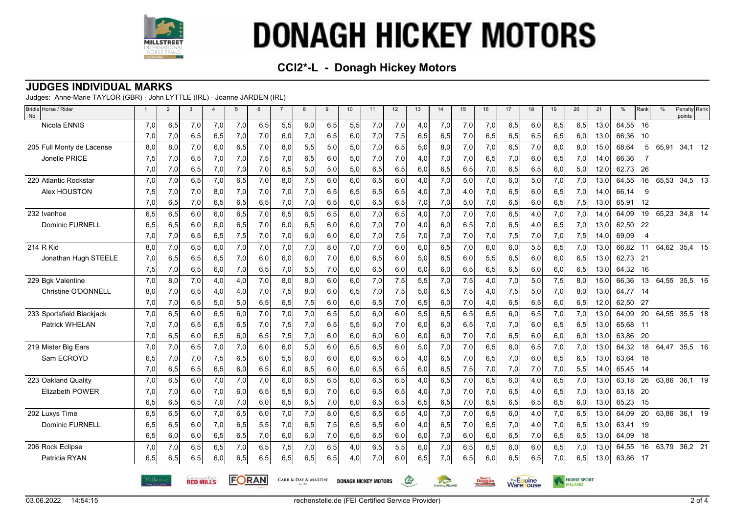# DONAGH HICKEY MOTORS

## CCI2*-L - Donagh Hickey Motors

### JUDGES INDIVIDUAL MARKS

Judges: Anne-Marie TAYLOR (GBR) · John LYTTLE (IRL) · Joanne JARDEN (IRL)

| Bridle No. Horse / Rider | 1 | 2 | 3 | 4 | 5 | 6 | 7 | 8 | 9 | 10 | 11 | 12 | 13 | 14 | 15 | 16 | 17 | 18 | 19 | 20 | 21 | % | Rank | % | Penalty points | Rank |
|---|---|---|---|---|---|---|---|---|---|---|---|---|---|---|---|---|---|---|---|---|---|---|---|---|---|---|
| Nicola ENNIS | 7,0 | 6,5 | 7,0 | 7,0 | 7,0 | 6,5 | 5,5 | 6,0 | 6,5 | 5,5 | 7,0 | 7,0 | 4,0 | 7,0 | 7,0 | 7,0 | 6,5 | 6,0 | 6,5 | 6,5 | 13,0 | 64,55 | 16 | | | |
| | 7,0 | 7,0 | 6,5 | 6,5 | 7,0 | 7,0 | 6,0 | 7,0 | 6,5 | 6,0 | 7,0 | 7,5 | 6,5 | 6,5 | 7,0 | 6,5 | 6,5 | 6,5 | 6,5 | 6,0 | 13,0 | 66,36 | 10 | | | |
| 205 Full Monty de Lacense | 8,0 | 8,0 | 7,0 | 6,0 | 6,5 | 7,0 | 8,0 | 5,5 | 5,0 | 5,0 | 7,0 | 6,5 | 5,0 | 8,0 | 7,0 | 7,0 | 6,5 | 7,0 | 8,0 | 8,0 | 15,0 | 68,64 | 5 | 65,91 | 34,1 | 12 |
| Jonelle PRICE | 7,5 | 7,0 | 6,5 | 7,0 | 7,0 | 7,5 | 7,0 | 6,5 | 6,0 | 5,0 | 7,0 | 7,0 | 4,0 | 7,0 | 7,0 | 6,5 | 7,0 | 6,0 | 6,5 | 7,0 | 14,0 | 66,36 | 7 | | | |
| | 7,0 | 7,0 | 6,5 | 7,0 | 7,0 | 7,0 | 6,5 | 5,0 | 5,0 | 5,0 | 6,5 | 6,5 | 6,0 | 6,5 | 6,5 | 7,0 | 6,5 | 6,5 | 6,0 | 5,0 | 12,0 | 62,73 | 26 | | | |
| 220 Atlantic Rockstar | 7,0 | 7,0 | 6,5 | 7,0 | 6,5 | 7,0 | 8,0 | 7,5 | 6,0 | 6,0 | 6,5 | 6,0 | 4,0 | 7,0 | 5,0 | 7,0 | 6,0 | 5,0 | 7,0 | 7,0 | 13,0 | 64,55 | 16 | 65,53 | 34,5 | 13 |
| Alex HOUSTON | 7,5 | 7,0 | 7,0 | 8,0 | 7,0 | 7,0 | 7,0 | 7,0 | 6,5 | 6,5 | 6,5 | 6,5 | 4,0 | 7,0 | 4,0 | 7,0 | 6,5 | 6,0 | 6,5 | 7,0 | 14,0 | 66,14 | 9 | | | |
| | 7,0 | 6,5 | 7,0 | 6,5 | 6,5 | 6,5 | 7,0 | 7,0 | 6,5 | 6,0 | 6,5 | 6,5 | 7,0 | 7,0 | 5,0 | 7,0 | 6,5 | 6,0 | 6,5 | 7,5 | 13,0 | 65,91 | 12 | | | |
| 232 Ivanhoe | 6,5 | 6,5 | 6,0 | 6,0 | 6,5 | 7,0 | 6,5 | 6,5 | 6,5 | 6,0 | 7,0 | 6,5 | 4,0 | 7,0 | 7,0 | 7,0 | 6,5 | 4,0 | 7,0 | 7,0 | 14,0 | 64,09 | 19 | 65,23 | 34,8 | 14 |
| Dominic FURNELL | 6,5 | 6,5 | 6,0 | 6,0 | 6,5 | 7,0 | 6,0 | 6,5 | 6,0 | 6,0 | 7,0 | 7,0 | 4,0 | 6,0 | 6,5 | 7,0 | 6,5 | 4,0 | 6,5 | 7,0 | 13,0 | 62,50 | 22 | | | |
| | 7,0 | 7,0 | 6,5 | 6,5 | 7,5 | 7,0 | 7,0 | 6,0 | 6,0 | 6,0 | 7,0 | 7,5 | 7,0 | 7,0 | 7,0 | 7,0 | 7,5 | 7,0 | 7,0 | 7,5 | 14,0 | 69,09 | 4 | | | |
| 214 R Kid | 8,0 | 7,0 | 6,5 | 6,0 | 7,0 | 7,0 | 7,0 | 7,0 | 8,0 | 7,0 | 7,0 | 6,0 | 6,0 | 6,5 | 7,0 | 6,0 | 6,0 | 5,5 | 6,5 | 7,0 | 13,0 | 66,82 | 11 | 64,62 | 35,4 | 15 |
| Jonathan Hugh STEELE | 7,0 | 6,5 | 6,5 | 6,5 | 7,0 | 6,0 | 6,0 | 6,0 | 7,0 | 6,0 | 6,5 | 6,0 | 5,0 | 6,5 | 6,0 | 5,5 | 6,5 | 6,0 | 6,0 | 6,5 | 13,0 | 62,73 | 21 | | | |
| | 7,5 | 7,0 | 6,5 | 6,0 | 7,0 | 6,5 | 7,0 | 5,5 | 7,0 | 6,0 | 6,5 | 6,0 | 6,0 | 6,0 | 6,5 | 6,5 | 6,5 | 6,0 | 6,0 | 6,5 | 13,0 | 64,32 | 16 | | | |
| 229 Bgk Valentine | 7,0 | 8,0 | 7,0 | 4,0 | 4,0 | 7,0 | 8,0 | 8,0 | 6,0 | 6,0 | 7,0 | 7,5 | 5,5 | 7,0 | 7,5 | 4,0 | 7,0 | 5,0 | 7,5 | 8,0 | 15,0 | 66,36 | 13 | 64,55 | 35,5 | 16 |
| Christine O'DONNELL | 8,0 | 7,0 | 6,5 | 4,0 | 4,0 | 7,0 | 7,5 | 8,0 | 6,0 | 6,5 | 7,0 | 7,5 | 5,0 | 6,5 | 7,5 | 4,0 | 7,5 | 5,0 | 7,0 | 8,0 | 13,0 | 64,77 | 14 | | | |
| | 7,0 | 7,0 | 6,5 | 5,0 | 5,0 | 6,5 | 6,5 | 7,5 | 6,0 | 6,0 | 6,5 | 7,0 | 6,5 | 6,0 | 7,0 | 4,0 | 6,5 | 6,5 | 6,0 | 6,5 | 12,0 | 62,50 | 27 | | | |
| 233 Sportsfield Blackjack | 7,0 | 6,5 | 6,0 | 6,5 | 6,0 | 7,0 | 7,0 | 7,0 | 6,5 | 5,0 | 6,0 | 6,0 | 5,5 | 6,5 | 6,5 | 6,5 | 6,0 | 6,5 | 7,0 | 7,0 | 13,0 | 64,09 | 20 | 64,55 | 35,5 | 18 |
| Patrick WHELAN | 7,0 | 7,0 | 6,5 | 6,5 | 6,5 | 7,0 | 7,5 | 7,0 | 6,5 | 5,5 | 6,0 | 7,0 | 6,0 | 6,0 | 6,5 | 7,0 | 7,0 | 6,0 | 6,5 | 6,5 | 13,0 | 65,68 | 11 | | | |
| | 7,0 | 6,5 | 6,0 | 6,5 | 6,0 | 6,5 | 7,5 | 7,0 | 6,0 | 6,0 | 6,0 | 6,0 | 6,0 | 6,0 | 7,0 | 7,0 | 6,5 | 6,0 | 6,0 | 6,0 | 13,0 | 63,86 | 20 | | | |
| 219 Mister Big Ears | 7,0 | 7,0 | 6,5 | 7,0 | 7,0 | 6,0 | 6,0 | 5,0 | 6,0 | 6,5 | 6,5 | 6,0 | 5,0 | 7,0 | 7,0 | 6,5 | 6,0 | 6,5 | 7,0 | 7,0 | 13,0 | 64,32 | 18 | 64,47 | 35,5 | 16 |
| Sam ECROYD | 6,5 | 7,0 | 7,0 | 7,5 | 6,5 | 6,0 | 5,5 | 6,0 | 6,0 | 6,0 | 6,5 | 6,5 | 4,0 | 6,5 | 7,0 | 6,5 | 7,0 | 6,0 | 6,5 | 6,5 | 13,0 | 63,64 | 18 | | | |
| | 7,0 | 6,5 | 6,5 | 6,5 | 6,0 | 6,5 | 6,0 | 6,5 | 6,0 | 6,0 | 6,5 | 6,5 | 6,0 | 6,5 | 7,5 | 7,0 | 7,0 | 7,0 | 7,0 | 5,5 | 14,0 | 65,45 | 14 | | | |
| 223 Oakland Quality | 7,0 | 6,5 | 6,0 | 7,0 | 7,0 | 7,0 | 6,0 | 6,5 | 6,5 | 6,0 | 6,5 | 6,5 | 4,0 | 6,5 | 7,0 | 6,5 | 6,0 | 4,0 | 6,5 | 7,0 | 13,0 | 63,18 | 26 | 63,86 | 36,1 | 19 |
| Elizabeth POWER | 7,0 | 7,0 | 6,0 | 7,0 | 6,0 | 6,5 | 5,5 | 6,0 | 7,0 | 6,0 | 6,5 | 6,5 | 4,0 | 7,0 | 7,0 | 7,0 | 6,5 | 4,0 | 6,5 | 7,0 | 13,0 | 63,18 | 20 | | | |
| | 6,5 | 6,5 | 6,5 | 7,0 | 7,0 | 6,0 | 6,5 | 6,5 | 7,0 | 6,0 | 6,5 | 6,5 | 6,5 | 6,5 | 7,0 | 6,5 | 6,5 | 6,5 | 6,5 | 6,0 | 13,0 | 65,23 | 15 | | | |
| 202 Luxys Time | 6,5 | 6,5 | 6,0 | 7,0 | 6,5 | 6,0 | 7,0 | 7,0 | 8,0 | 6,5 | 6,5 | 6,5 | 4,0 | 7,0 | 7,0 | 6,5 | 6,0 | 4,0 | 7,0 | 6,5 | 13,0 | 64,09 | 20 | 63,86 | 36,1 | 19 |
| Dominic FURNELL | 6,5 | 6,5 | 6,0 | 7,0 | 6,5 | 5,5 | 7,0 | 6,5 | 7,5 | 6,5 | 6,5 | 6,0 | 4,0 | 6,5 | 7,0 | 6,5 | 7,0 | 4,0 | 7,0 | 6,5 | 13,0 | 63,41 | 19 | | | |
| | 6,5 | 6,0 | 6,0 | 6,5 | 6,5 | 7,0 | 6,0 | 6,0 | 7,0 | 6,5 | 6,5 | 6,0 | 6,0 | 7,0 | 6,0 | 6,0 | 6,5 | 7,0 | 6,5 | 6,5 | 13,0 | 64,09 | 18 | | | |
| 206 Rock Eclipse | 7,0 | 7,0 | 6,5 | 6,5 | 7,0 | 6,5 | 7,5 | 7,0 | 6,5 | 4,0 | 6,5 | 5,5 | 6,0 | 7,0 | 6,5 | 6,5 | 6,0 | 6,0 | 6,5 | 7,0 | 13,0 | 64,55 | 16 | 63,79 | 36,2 | 21 |
| Patricia RYAN | 6,5 | 6,5 | 6,5 | 6,0 | 6,5 | 6,5 | 6,5 | 6,5 | 6,5 | 4,0 | 7,0 | 6,0 | 6,5 | 7,0 | 6,5 | 6,0 | 6,5 | 6,5 | 7,0 | 6,5 | 13,0 | 63,86 | 17 | | | |

03.06.2022 14:54:15 rechenstelle.de (FEI Certified Service Provider)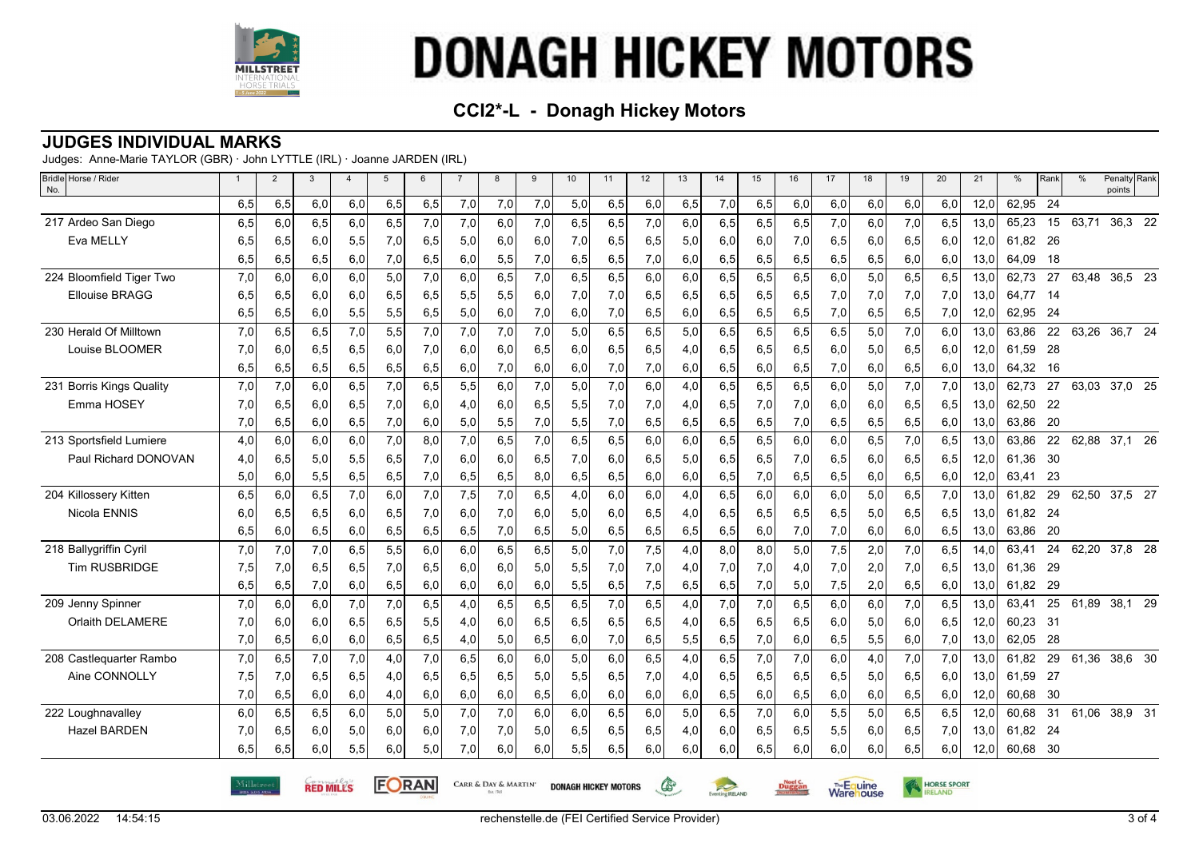# DONAGH HICKEY MOTORS

## CCI2*-L - Donagh Hickey Motors

## JUDGES INDIVIDUAL MARKS

Judges: Anne-Marie TAYLOR (GBR) · John LYTTLE (IRL) · Joanne JARDEN (IRL)

| Bridle No. | Horse / Rider | 1 | 2 | 3 | 4 | 5 | 6 | 7 | 8 | 9 | 10 | 11 | 12 | 13 | 14 | 15 | 16 | 17 | 18 | 19 | 20 | 21 | % | Rank | % | Penalty points | Rank |
|---|---|---|---|---|---|---|---|---|---|---|---|---|---|---|---|---|---|---|---|---|---|---|---|---|---|---|---|
| | | 6,5 | 6,5 | 6,0 | 6,0 | 6,5 | 6,5 | 7,0 | 7,0 | 7,0 | 5,0 | 6,5 | 6,0 | 6,5 | 7,0 | 6,5 | 6,0 | 6,0 | 6,0 | 6,0 | 6,0 | 12,0 | 62,95 | 24 | | | |
| 217 | Ardeo San Diego | 6,5 | 6,0 | 6,5 | 6,0 | 6,5 | 7,0 | 7,0 | 6,0 | 7,0 | 6,5 | 6,5 | 7,0 | 6,0 | 6,5 | 6,5 | 6,5 | 7,0 | 6,0 | 7,0 | 6,5 | 13,0 | 65,23 | 15 | 63,71 | 36,3 | 22 |
| | Eva MELLY | 6,5 | 6,5 | 6,0 | 5,5 | 7,0 | 6,5 | 5,0 | 6,0 | 6,0 | 7,0 | 6,5 | 6,5 | 5,0 | 6,0 | 6,0 | 7,0 | 6,5 | 6,0 | 6,5 | 6,0 | 12,0 | 61,82 | 26 | | | |
| | | 6,5 | 6,5 | 6,5 | 6,0 | 7,0 | 6,5 | 6,0 | 5,5 | 7,0 | 6,5 | 6,5 | 7,0 | 6,0 | 6,5 | 6,5 | 6,5 | 6,5 | 6,5 | 6,0 | 6,0 | 13,0 | 64,09 | 18 | | | |
| 224 | Bloomfield Tiger Two | 7,0 | 6,0 | 6,0 | 6,0 | 5,0 | 7,0 | 6,0 | 6,5 | 7,0 | 6,5 | 6,5 | 6,0 | 6,0 | 6,5 | 6,5 | 6,5 | 6,0 | 5,0 | 6,5 | 6,5 | 13,0 | 62,73 | 27 | 63,48 | 36,5 | 23 |
| | Ellouise BRAGG | 6,5 | 6,5 | 6,0 | 6,0 | 6,5 | 6,5 | 5,5 | 5,5 | 6,0 | 7,0 | 7,0 | 6,5 | 6,5 | 6,5 | 6,5 | 6,5 | 7,0 | 7,0 | 7,0 | 7,0 | 13,0 | 64,77 | 14 | | | |
| | | 6,5 | 6,5 | 6,0 | 5,5 | 5,5 | 6,5 | 5,0 | 6,0 | 7,0 | 6,0 | 7,0 | 6,5 | 6,0 | 6,5 | 6,5 | 6,5 | 7,0 | 6,5 | 6,5 | 7,0 | 12,0 | 62,95 | 24 | | | |
| 230 | Herald Of Milltown | 7,0 | 6,5 | 6,5 | 7,0 | 5,5 | 7,0 | 7,0 | 7,0 | 7,0 | 5,0 | 6,5 | 6,5 | 5,0 | 6,5 | 6,5 | 6,5 | 6,5 | 5,0 | 7,0 | 6,0 | 13,0 | 63,86 | 22 | 63,26 | 36,7 | 24 |
| | Louise BLOOMER | 7,0 | 6,0 | 6,5 | 6,5 | 6,0 | 7,0 | 6,0 | 6,0 | 6,5 | 6,0 | 6,5 | 6,5 | 4,0 | 6,5 | 6,5 | 6,5 | 6,0 | 5,0 | 6,5 | 6,0 | 12,0 | 61,59 | 28 | | | |
| | | 6,5 | 6,5 | 6,5 | 6,5 | 6,5 | 6,5 | 6,0 | 7,0 | 6,0 | 6,0 | 7,0 | 7,0 | 6,0 | 6,5 | 6,0 | 6,5 | 7,0 | 6,0 | 6,5 | 6,0 | 13,0 | 64,32 | 16 | | | |
| 231 | Borris Kings Quality | 7,0 | 7,0 | 6,0 | 6,5 | 7,0 | 6,5 | 5,5 | 6,0 | 7,0 | 5,0 | 7,0 | 6,0 | 4,0 | 6,5 | 6,5 | 6,5 | 6,0 | 5,0 | 7,0 | 7,0 | 13,0 | 62,73 | 27 | 63,03 | 37,0 | 25 |
| | Emma HOSEY | 7,0 | 6,5 | 6,0 | 6,5 | 7,0 | 6,0 | 4,0 | 6,0 | 6,5 | 5,5 | 7,0 | 7,0 | 4,0 | 6,5 | 7,0 | 7,0 | 6,0 | 6,0 | 6,5 | 6,5 | 13,0 | 62,50 | 22 | | | |
| | | 7,0 | 6,5 | 6,0 | 6,5 | 7,0 | 6,0 | 5,0 | 5,5 | 7,0 | 5,5 | 7,0 | 6,5 | 6,5 | 6,5 | 6,5 | 7,0 | 6,5 | 6,5 | 6,5 | 6,0 | 13,0 | 63,86 | 20 | | | |
| 213 | Sportsfield Lumiere | 4,0 | 6,0 | 6,0 | 6,0 | 7,0 | 8,0 | 7,0 | 6,5 | 7,0 | 6,5 | 6,5 | 6,0 | 6,0 | 6,5 | 6,5 | 6,0 | 6,0 | 6,5 | 7,0 | 6,5 | 13,0 | 63,86 | 22 | 62,88 | 37,1 | 26 |
| | Paul Richard DONOVAN | 4,0 | 6,5 | 5,0 | 5,5 | 6,5 | 7,0 | 6,0 | 6,0 | 6,5 | 7,0 | 6,0 | 6,5 | 5,0 | 6,5 | 6,5 | 7,0 | 6,5 | 6,0 | 6,5 | 6,5 | 12,0 | 61,36 | 30 | | | |
| | | 5,0 | 6,0 | 5,5 | 6,5 | 6,5 | 7,0 | 6,5 | 6,5 | 8,0 | 6,5 | 6,5 | 6,0 | 6,0 | 6,5 | 7,0 | 6,5 | 6,5 | 6,0 | 6,5 | 6,0 | 12,0 | 63,41 | 23 | | | |
| 204 | Killossery Kitten | 6,5 | 6,0 | 6,5 | 7,0 | 6,0 | 7,0 | 7,5 | 7,0 | 6,5 | 4,0 | 6,0 | 6,0 | 4,0 | 6,5 | 6,0 | 6,0 | 6,0 | 5,0 | 6,5 | 7,0 | 13,0 | 61,82 | 29 | 62,50 | 37,5 | 27 |
| | Nicola ENNIS | 6,0 | 6,5 | 6,5 | 6,0 | 6,5 | 7,0 | 6,0 | 7,0 | 6,0 | 5,0 | 6,0 | 6,5 | 4,0 | 6,5 | 6,5 | 6,5 | 6,5 | 5,0 | 6,5 | 6,5 | 13,0 | 61,82 | 24 | | | |
| | | 6,5 | 6,0 | 6,5 | 6,0 | 6,5 | 6,5 | 6,5 | 7,0 | 6,5 | 5,0 | 6,5 | 6,5 | 6,5 | 6,5 | 6,0 | 7,0 | 7,0 | 6,0 | 6,0 | 6,5 | 13,0 | 63,86 | 20 | | | |
| 218 | Ballygriffin Cyril | 7,0 | 7,0 | 7,0 | 6,5 | 5,5 | 6,0 | 6,0 | 6,5 | 6,5 | 5,0 | 7,0 | 7,5 | 4,0 | 8,0 | 8,0 | 5,0 | 7,5 | 2,0 | 7,0 | 6,5 | 14,0 | 63,41 | 24 | 62,20 | 37,8 | 28 |
| | Tim RUSBRIDGE | 7,5 | 7,0 | 6,5 | 6,5 | 7,0 | 6,5 | 6,0 | 6,0 | 5,0 | 5,5 | 7,0 | 7,0 | 4,0 | 7,0 | 7,0 | 4,0 | 7,0 | 2,0 | 7,0 | 6,5 | 13,0 | 61,36 | 29 | | | |
| | | 6,5 | 6,5 | 7,0 | 6,0 | 6,5 | 6,0 | 6,0 | 6,0 | 6,0 | 5,5 | 6,5 | 7,5 | 6,5 | 6,5 | 7,0 | 5,0 | 7,5 | 2,0 | 6,5 | 6,0 | 13,0 | 61,82 | 29 | | | |
| 209 | Jenny Spinner | 7,0 | 6,0 | 6,0 | 7,0 | 7,0 | 6,5 | 4,0 | 6,5 | 6,5 | 6,5 | 7,0 | 6,5 | 4,0 | 7,0 | 7,0 | 6,5 | 6,0 | 6,0 | 7,0 | 6,5 | 13,0 | 63,41 | 25 | 61,89 | 38,1 | 29 |
| | Orlaith DELAMERE | 7,0 | 6,0 | 6,0 | 6,5 | 6,5 | 5,5 | 4,0 | 6,0 | 6,5 | 6,5 | 6,5 | 6,5 | 4,0 | 6,5 | 6,5 | 6,5 | 6,0 | 5,0 | 6,0 | 6,5 | 12,0 | 60,23 | 31 | | | |
| | | 7,0 | 6,5 | 6,0 | 6,0 | 6,5 | 6,5 | 4,0 | 5,0 | 6,5 | 6,0 | 7,0 | 6,5 | 5,5 | 6,5 | 7,0 | 6,0 | 6,5 | 5,5 | 6,0 | 7,0 | 13,0 | 62,05 | 28 | | | |
| 208 | Castlequarter Rambo | 7,0 | 6,5 | 7,0 | 7,0 | 4,0 | 7,0 | 6,5 | 6,0 | 6,0 | 5,0 | 6,0 | 6,5 | 4,0 | 6,5 | 7,0 | 7,0 | 6,0 | 4,0 | 7,0 | 7,0 | 13,0 | 61,82 | 29 | 61,36 | 38,6 | 30 |
| | Aine CONNOLLY | 7,5 | 7,0 | 6,5 | 6,5 | 4,0 | 6,5 | 6,5 | 6,5 | 5,0 | 5,5 | 6,5 | 7,0 | 4,0 | 6,5 | 6,5 | 6,5 | 6,5 | 5,0 | 6,5 | 6,0 | 13,0 | 61,59 | 27 | | | |
| | | 7,0 | 6,5 | 6,0 | 6,0 | 4,0 | 6,0 | 6,0 | 6,0 | 6,5 | 6,0 | 6,0 | 6,0 | 6,0 | 6,5 | 6,0 | 6,5 | 6,0 | 6,0 | 6,5 | 6,0 | 12,0 | 60,68 | 30 | | | |
| 222 | Loughnavalley | 6,0 | 6,5 | 6,5 | 6,0 | 5,0 | 5,0 | 7,0 | 7,0 | 6,0 | 6,0 | 6,5 | 6,0 | 5,0 | 6,5 | 7,0 | 6,0 | 5,5 | 5,0 | 6,5 | 6,5 | 12,0 | 60,68 | 31 | 61,06 | 38,9 | 31 |
| | Hazel BARDEN | 7,0 | 6,5 | 6,0 | 5,0 | 6,0 | 6,0 | 7,0 | 7,0 | 5,0 | 6,5 | 6,5 | 6,5 | 4,0 | 6,0 | 6,5 | 6,5 | 5,5 | 6,0 | 6,5 | 7,0 | 13,0 | 61,82 | 24 | | | |
| | | 6,5 | 6,5 | 6,0 | 5,5 | 6,0 | 5,0 | 7,0 | 6,0 | 6,0 | 5,5 | 6,5 | 6,0 | 6,0 | 6,0 | 6,5 | 6,0 | 6,0 | 6,0 | 6,5 | 6,0 | 12,0 | 60,68 | 30 | | | |

03.06.2022 14:54:15 rechenstelle.de (FEI Certified Service Provider)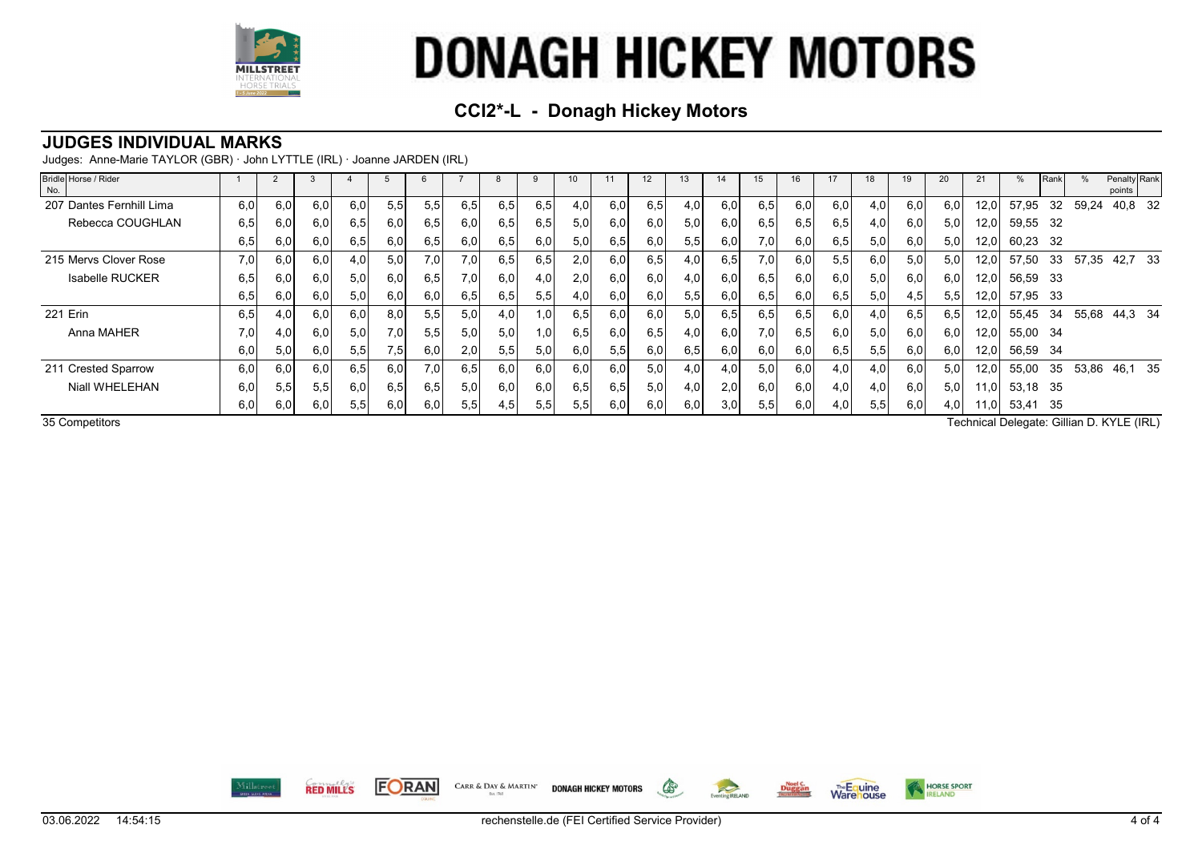# DONAGH HICKEY MOTORS

## CCI2*-L - Donagh Hickey Motors

### JUDGES INDIVIDUAL MARKS

Judges: Anne-Marie TAYLOR (GBR) · John LYTTLE (IRL) · Joanne JARDEN (IRL)

| Bridle No. | Horse / Rider | 1 | 2 | 3 | 4 | 5 | 6 | 7 | 8 | 9 | 10 | 11 | 12 | 13 | 14 | 15 | 16 | 17 | 18 | 19 | 20 | 21 | % | Rank | % | Penalty points | Rank |
|---|---|---|---|---|---|---|---|---|---|---|---|---|---|---|---|---|---|---|---|---|---|---|---|---|---|---|---|
| 207 | Dantes Fernhill Lima | 6,0 | 6,0 | 6,0 | 6,0 | 5,5 | 5,5 | 6,5 | 6,5 | 6,5 | 4,0 | 6,0 | 6,5 | 4,0 | 6,0 | 6,5 | 6,0 | 6,0 | 4,0 | 6,0 | 6,0 | 12,0 | 57,95 | 32 | 59,24 | 40,8 | 32 |
| | Rebecca COUGHLAN | 6,5 | 6,0 | 6,0 | 6,5 | 6,0 | 6,5 | 6,0 | 6,5 | 6,5 | 5,0 | 6,0 | 6,0 | 5,0 | 6,0 | 6,5 | 6,5 | 6,5 | 4,0 | 6,0 | 5,0 | 12,0 | 59,55 | 32 | | | |
| | | 6,5 | 6,0 | 6,0 | 6,5 | 6,0 | 6,5 | 6,0 | 6,5 | 6,0 | 5,0 | 6,5 | 6,0 | 5,5 | 6,0 | 7,0 | 6,0 | 6,5 | 5,0 | 6,0 | 5,0 | 12,0 | 60,23 | 32 | | | |
| 215 | Mervs Clover Rose | 7,0 | 6,0 | 6,0 | 4,0 | 5,0 | 7,0 | 7,0 | 6,5 | 6,5 | 2,0 | 6,0 | 6,5 | 4,0 | 6,5 | 7,0 | 6,0 | 5,5 | 6,0 | 5,0 | 5,0 | 12,0 | 57,50 | 33 | 57,35 | 42,7 | 33 |
| | Isabelle RUCKER | 6,5 | 6,0 | 6,0 | 5,0 | 6,0 | 6,5 | 7,0 | 6,0 | 4,0 | 2,0 | 6,0 | 6,0 | 4,0 | 6,0 | 6,5 | 6,0 | 6,0 | 5,0 | 6,0 | 6,0 | 12,0 | 56,59 | 33 | | | |
| | | 6,5 | 6,0 | 6,0 | 5,0 | 6,0 | 6,0 | 6,5 | 6,5 | 5,5 | 4,0 | 6,0 | 6,0 | 5,5 | 6,0 | 6,5 | 6,0 | 6,5 | 5,0 | 4,5 | 5,5 | 12,0 | 57,95 | 33 | | | |
| 221 | Erin | 6,5 | 4,0 | 6,0 | 6,0 | 8,0 | 5,5 | 5,0 | 4,0 | 1,0 | 6,5 | 6,0 | 6,0 | 5,0 | 6,5 | 6,5 | 6,5 | 6,0 | 4,0 | 6,5 | 6,5 | 12,0 | 55,45 | 34 | 55,68 | 44,3 | 34 |
| | Anna MAHER | 7,0 | 4,0 | 6,0 | 5,0 | 7,0 | 5,5 | 5,0 | 5,0 | 1,0 | 6,5 | 6,0 | 6,5 | 4,0 | 6,0 | 7,0 | 6,5 | 6,0 | 5,0 | 6,0 | 6,0 | 12,0 | 55,00 | 34 | | | |
| | | 6,0 | 5,0 | 6,0 | 5,5 | 7,5 | 6,0 | 2,0 | 5,5 | 5,0 | 6,0 | 5,5 | 6,0 | 6,5 | 6,0 | 6,0 | 6,0 | 6,5 | 5,5 | 6,0 | 6,0 | 12,0 | 56,59 | 34 | | | |
| 211 | Crested Sparrow | 6,0 | 6,0 | 6,0 | 6,5 | 6,0 | 7,0 | 6,5 | 6,0 | 6,0 | 6,0 | 6,0 | 5,0 | 4,0 | 4,0 | 5,0 | 6,0 | 4,0 | 4,0 | 6,0 | 5,0 | 12,0 | 55,00 | 35 | 53,86 | 46,1 | 35 |
| | Niall WHELEHAN | 6,0 | 5,5 | 5,5 | 6,0 | 6,5 | 6,5 | 5,0 | 6,0 | 6,0 | 6,5 | 6,5 | 5,0 | 4,0 | 2,0 | 6,0 | 6,0 | 4,0 | 4,0 | 6,0 | 5,0 | 11,0 | 53,18 | 35 | | | |
| | | 6,0 | 6,0 | 6,0 | 5,5 | 6,0 | 6,0 | 5,5 | 4,5 | 5,5 | 5,5 | 6,0 | 6,0 | 6,0 | 3,0 | 5,5 | 6,0 | 4,0 | 5,5 | 6,0 | 4,0 | 11,0 | 53,41 | 35 | | | |

35 Competitors

Technical Delegate: Gillian D. KYLE (IRL)

03.06.2022 14:54:15

rechenstelle.de (FEI Certified Service Provider)